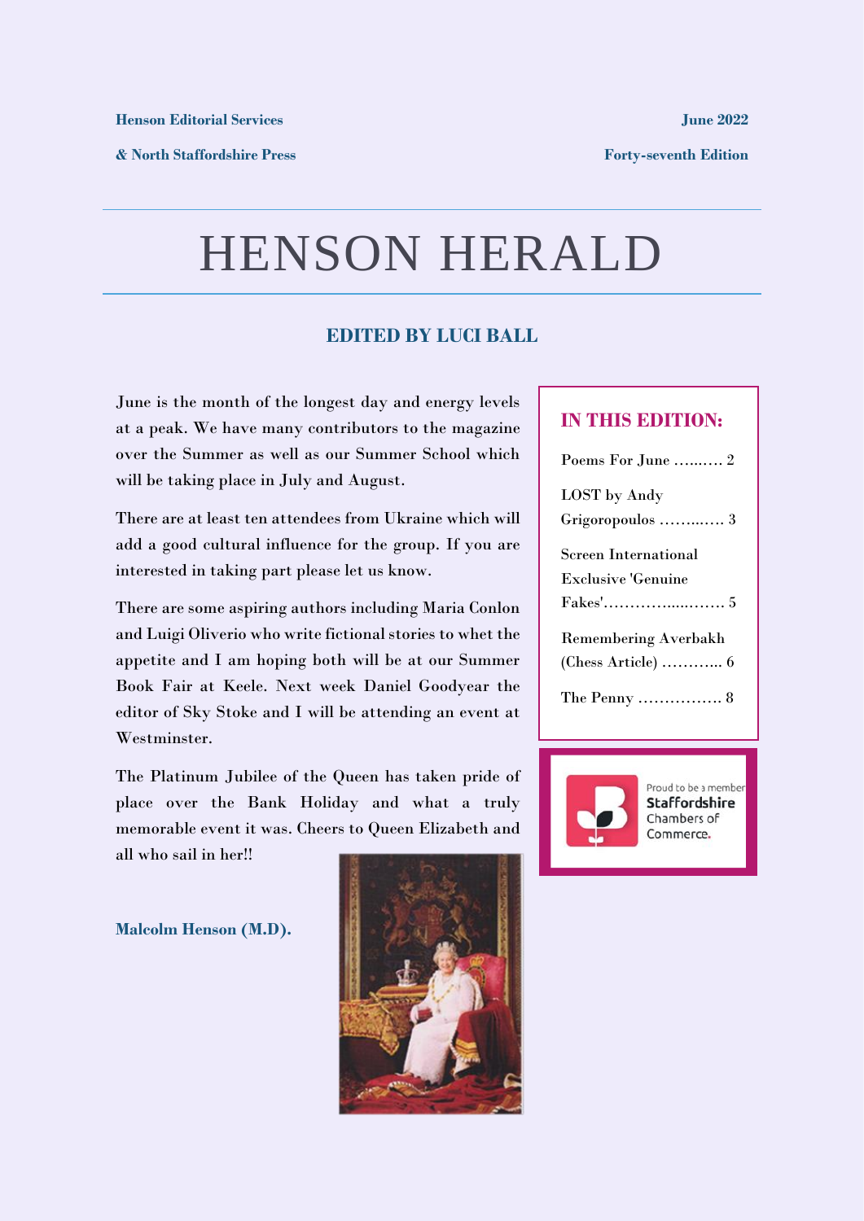**Henson Editorial Services**

**& North Staffordshire Press**

**June 2022**

**Forty-seventh Edition**

# HENSON HERALD

## EDITED BY LUCI BALL

June is the month of the longest day and energy levels at a peak. We have many contributors to the magazine over the Summer as well as our Summer School which will be taking place in July and August.

There are at least ten attendees from Ukraine which will add a good cultural influence for the group. If you are interested in taking part please let us know.

There are some aspiring authors including Maria Conlon and Luigi Oliverio who write fictional stories to whet the appetite and I am hoping both will be at our Summer Book Fair at Keele. Next week Daniel Goodyear the editor of Sky Stoke and I will be attending an event at Westminster.

The Platinum Jubilee of the Queen has taken pride of place over the Bank Holiday and what a truly memorable event it was. Cheers to Queen Elizabeth and all who sail in her!!

**Malcolm Henson (M.D).**

### IN THIS EDITION:

Poems For June …..…… 2

LOST by Andy Grigoropoulos ……..…… 3

Screen International Exclusive 'Genuine Fakes'………….…..…… 5

Remembering Averbakh (Chess Article) ……….. 6

The Penny ……………. 8

Proud to be a member Staffordshire Chambers of Commerce.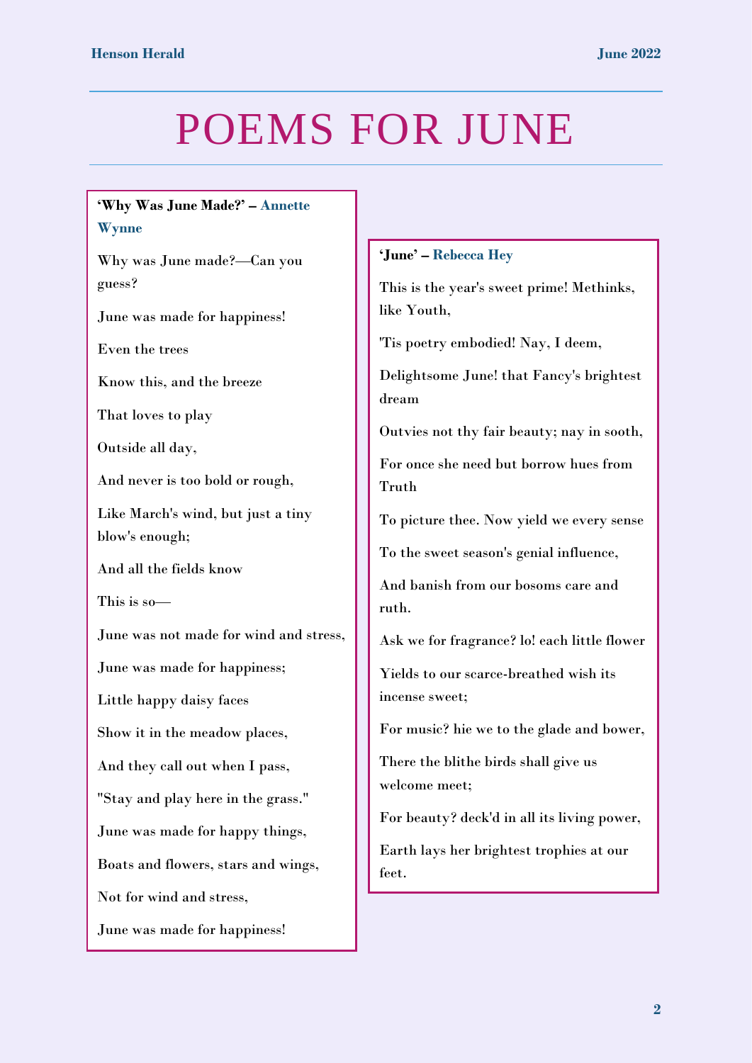# POEMS FOR JUNE

**'Why Was June Made?' – Annette Wynne**

Why was June made?—Can you guess?

June was made for happiness!

Even the trees

Know this, and the breeze

That loves to play

Outside all day,

And never is too bold or rough,

Like March's wind, but just a tiny blow's enough;

And all the fields know

This is so—

June was not made for wind and stress,

June was made for happiness;

Little happy daisy faces

Show it in the meadow places,

And they call out when I pass,

"Stay and play here in the grass."

June was made for happy things,

Boats and flowers, stars and wings,

Not for wind and stress,

June was made for happiness!

**'June' – Rebecca Hey**

This is the year's sweet prime! Methinks, like Youth,

'Tis poetry embodied! Nay, I deem,

Delightsome June! that Fancy's brightest dream

Outvies not thy fair beauty; nay in sooth,

For once she need but borrow hues from Truth

To picture thee. Now yield we every sense

To the sweet season's genial influence,

And banish from our bosoms care and ruth.

Ask we for fragrance? lo! each little flower

Yields to our scarce-breathed wish its incense sweet;

For music? hie we to the glade and bower,

There the blithe birds shall give us welcome meet;

For beauty? deck'd in all its living power,

Earth lays her brightest trophies at our feet.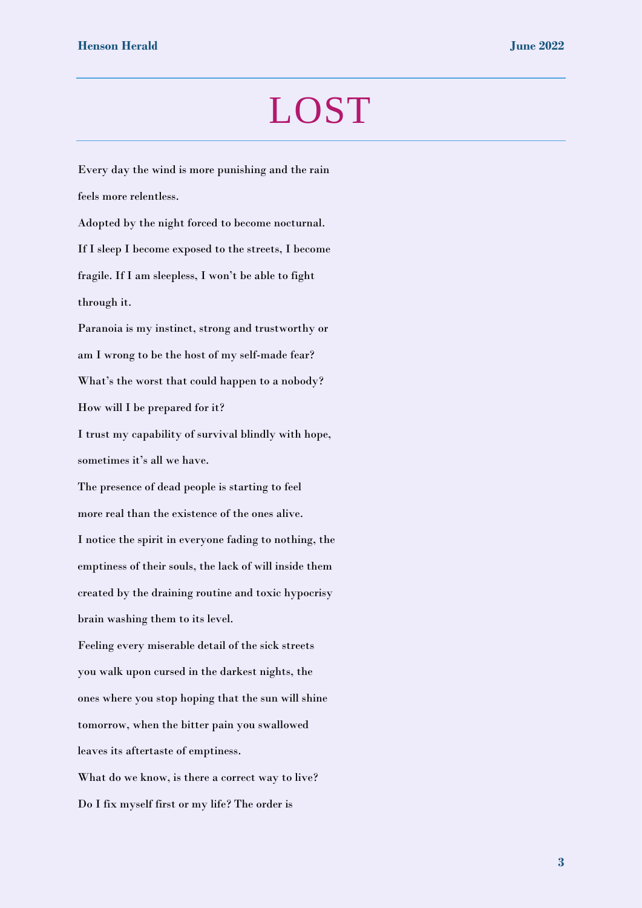# LOST

Every day the wind is more punishing and the rain feels more relentless.

Adopted by the night forced to become nocturnal.

If I sleep I become exposed to the streets, I become fragile. If I am sleepless, I won't be able to fight through it.

Paranoia is my instinct, strong and trustworthy or am I wrong to be the host of my self-made fear?

What's the worst that could happen to a nobody?

How will I be prepared for it?

I trust my capability of survival blindly with hope, sometimes it's all we have.

The presence of dead people is starting to feel more real than the existence of the ones alive.

I notice the spirit in everyone fading to nothing, the emptiness of their souls, the lack of will inside them created by the draining routine and toxic hypocrisy brain washing them to its level.

Feeling every miserable detail of the sick streets you walk upon cursed in the darkest nights, the ones where you stop hoping that the sun will shine tomorrow, when the bitter pain you swallowed leaves its aftertaste of emptiness.

What do we know, is there a correct way to live?

Do I fix myself first or my life? The order is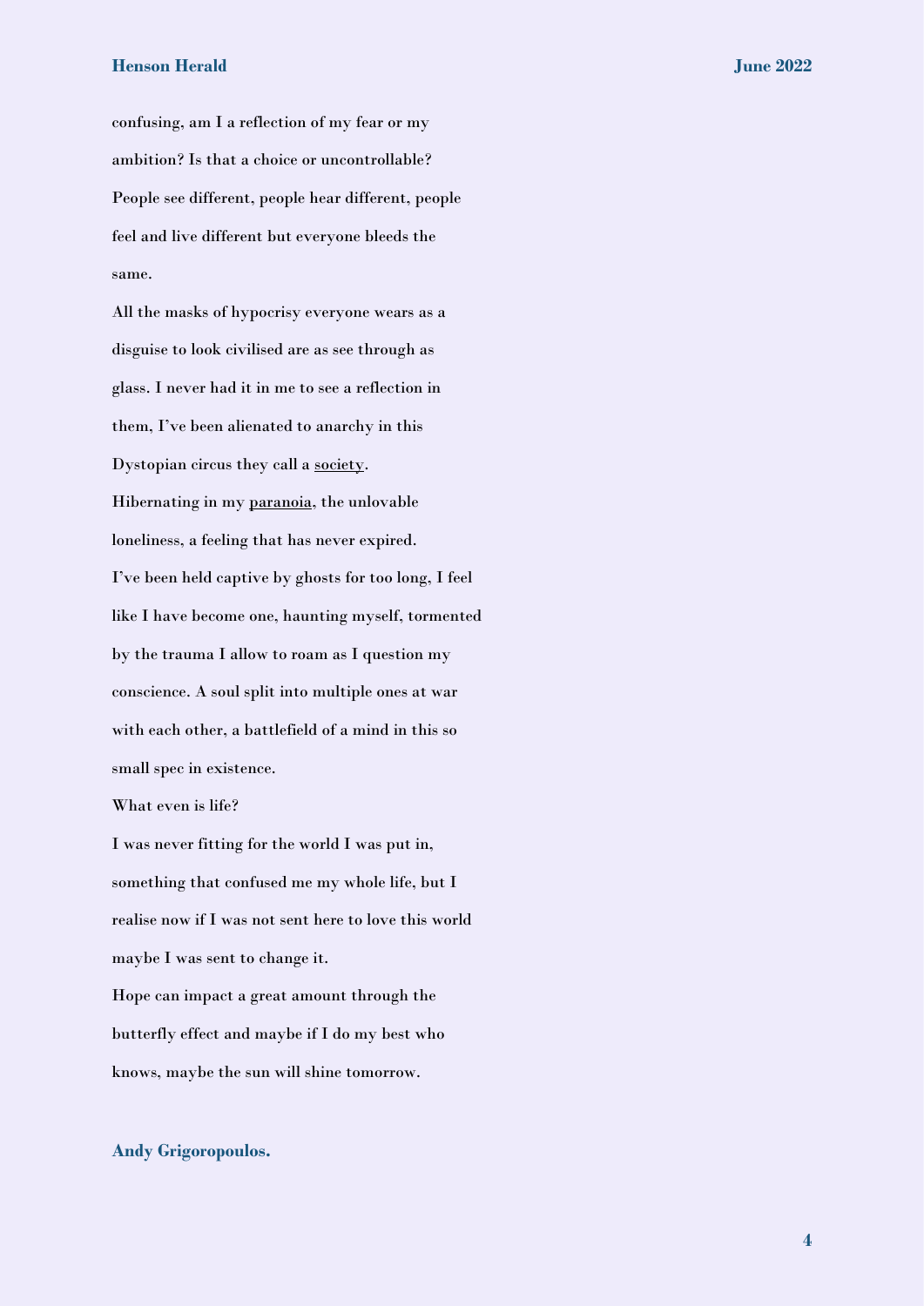confusing, am I a reflection of my fear or my ambition? Is that a choice or uncontrollable? People see different, people hear different, people feel and live different but everyone bleeds the same.

All the masks of hypocrisy everyone wears as a disguise to look civilised are as see through as glass. I never had it in me to see a reflection in them, I've been alienated to anarchy in this Dystopian circus they call a <u>society</u>.

Hibernating in my <u>paranoia</u>, the unlovable loneliness, a feeling that has never expired.

I've been held captive by ghosts for too long, I feel like I have become one, haunting myself, tormented by the trauma I allow to roam as I question my conscience. A soul split into multiple ones at war with each other, a battlefield of a mind in this so small spec in existence.

What even is life?

I was never fitting for the world I was put in, something that confused me my whole life, but I realise now if I was not sent here to love this world maybe I was sent to change it.

Hope can impact a great amount through the butterfly effect and maybe if I do my best who knows, maybe the sun will shine tomorrow.

**Andy Grigoropoulos.**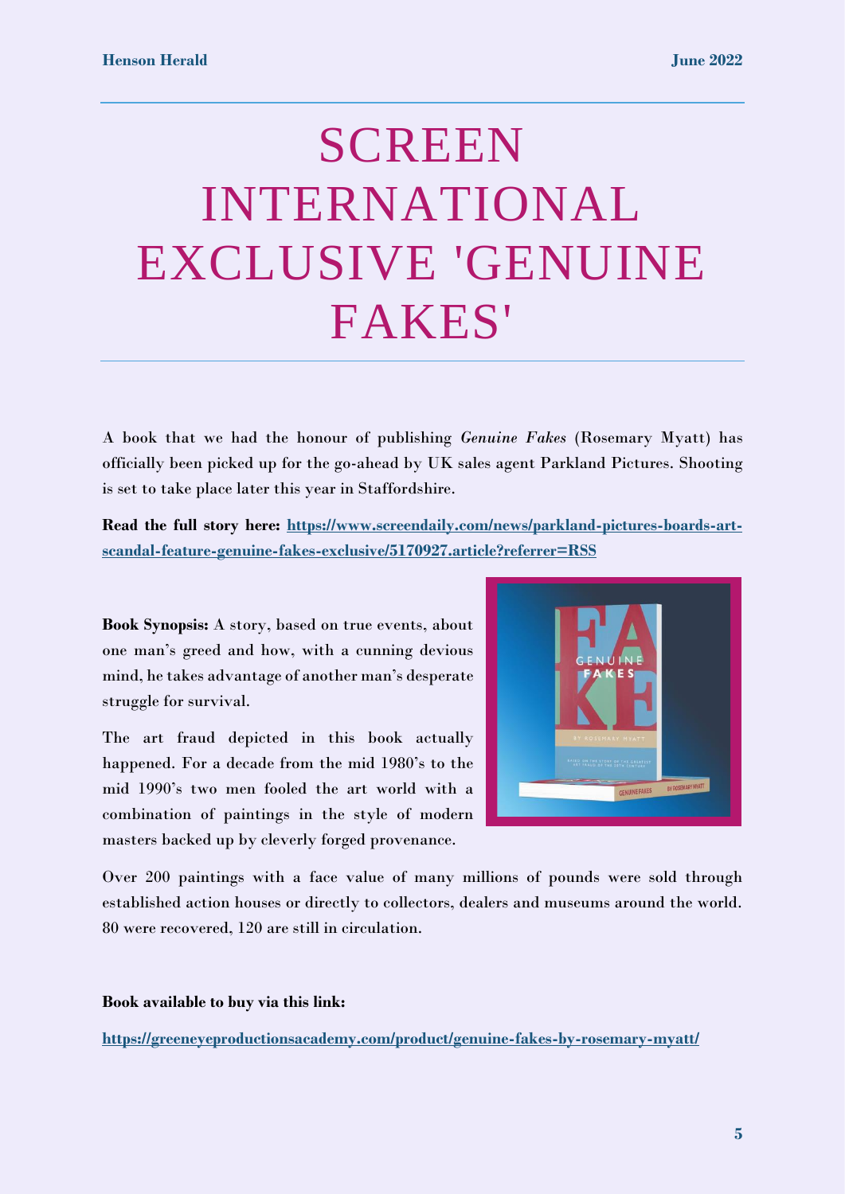# SCREEN INTERNATIONAL EXCLUSIVE 'GENUINE FAKES'

A book that we had the honour of publishing *Genuine Fakes* (Rosemary Myatt) has officially been picked up for the go-ahead by UK sales agent Parkland Pictures. Shooting is set to take place later this year in Staffordshire.

**Read the full story here: https://www.screendaily.com/news/parkland-pictures-boards-art-scandal-feature-genuine-fakes-exclusive/5170927.article?referrer=RSS**

**Book Synopsis:** A story, based on true events, about one man's greed and how, with a cunning devious mind, he takes advantage of another man's desperate struggle for survival.

The art fraud depicted in this book actually happened. For a decade from the mid 1980's to the mid 1990's two men fooled the art world with a combination of paintings in the style of modern masters backed up by cleverly forged provenance.

Over 200 paintings with a face value of many millions of pounds were sold through established action houses or directly to collectors, dealers and museums around the world. 80 were recovered, 120 are still in circulation.

**Book available to buy via this link:**

**https://greeneyeproductionsacademy.com/product/genuine-fakes-by-rosemary-myatt/**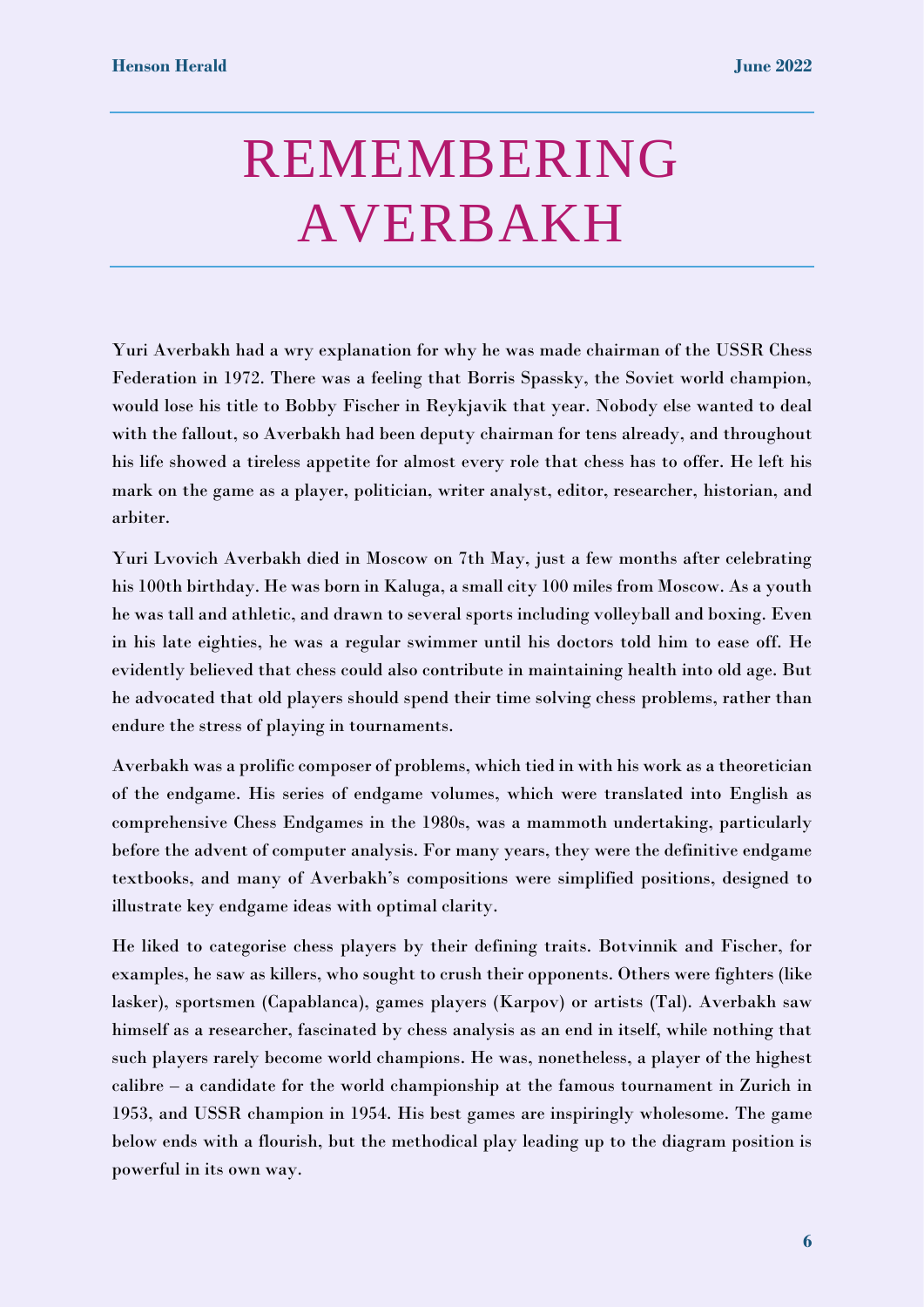# REMEMBERING AVERBAKH

Yuri Averbakh had a wry explanation for why he was made chairman of the USSR Chess Federation in 1972. There was a feeling that Borris Spassky, the Soviet world champion, would lose his title to Bobby Fischer in Reykjavik that year. Nobody else wanted to deal with the fallout, so Averbakh had been deputy chairman for tens already, and throughout his life showed a tireless appetite for almost every role that chess has to offer. He left his mark on the game as a player, politician, writer analyst, editor, researcher, historian, and arbiter.

Yuri Lvovich Averbakh died in Moscow on 7th May, just a few months after celebrating his 100th birthday. He was born in Kaluga, a small city 100 miles from Moscow. As a youth he was tall and athletic, and drawn to several sports including volleyball and boxing. Even in his late eighties, he was a regular swimmer until his doctors told him to ease off. He evidently believed that chess could also contribute in maintaining health into old age. But he advocated that old players should spend their time solving chess problems, rather than endure the stress of playing in tournaments.

Averbakh was a prolific composer of problems, which tied in with his work as a theoretician of the endgame. His series of endgame volumes, which were translated into English as comprehensive Chess Endgames in the 1980s, was a mammoth undertaking, particularly before the advent of computer analysis. For many years, they were the definitive endgame textbooks, and many of Averbakh's compositions were simplified positions, designed to illustrate key endgame ideas with optimal clarity.

He liked to categorise chess players by their defining traits. Botvinnik and Fischer, for examples, he saw as killers, who sought to crush their opponents. Others were fighters (like lasker), sportsmen (Capablanca), games players (Karpov) or artists (Tal). Averbakh saw himself as a researcher, fascinated by chess analysis as an end in itself, while nothing that such players rarely become world champions. He was, nonetheless, a player of the highest calibre – a candidate for the world championship at the famous tournament in Zurich in 1953, and USSR champion in 1954. His best games are inspiringly wholesome. The game below ends with a flourish, but the methodical play leading up to the diagram position is powerful in its own way.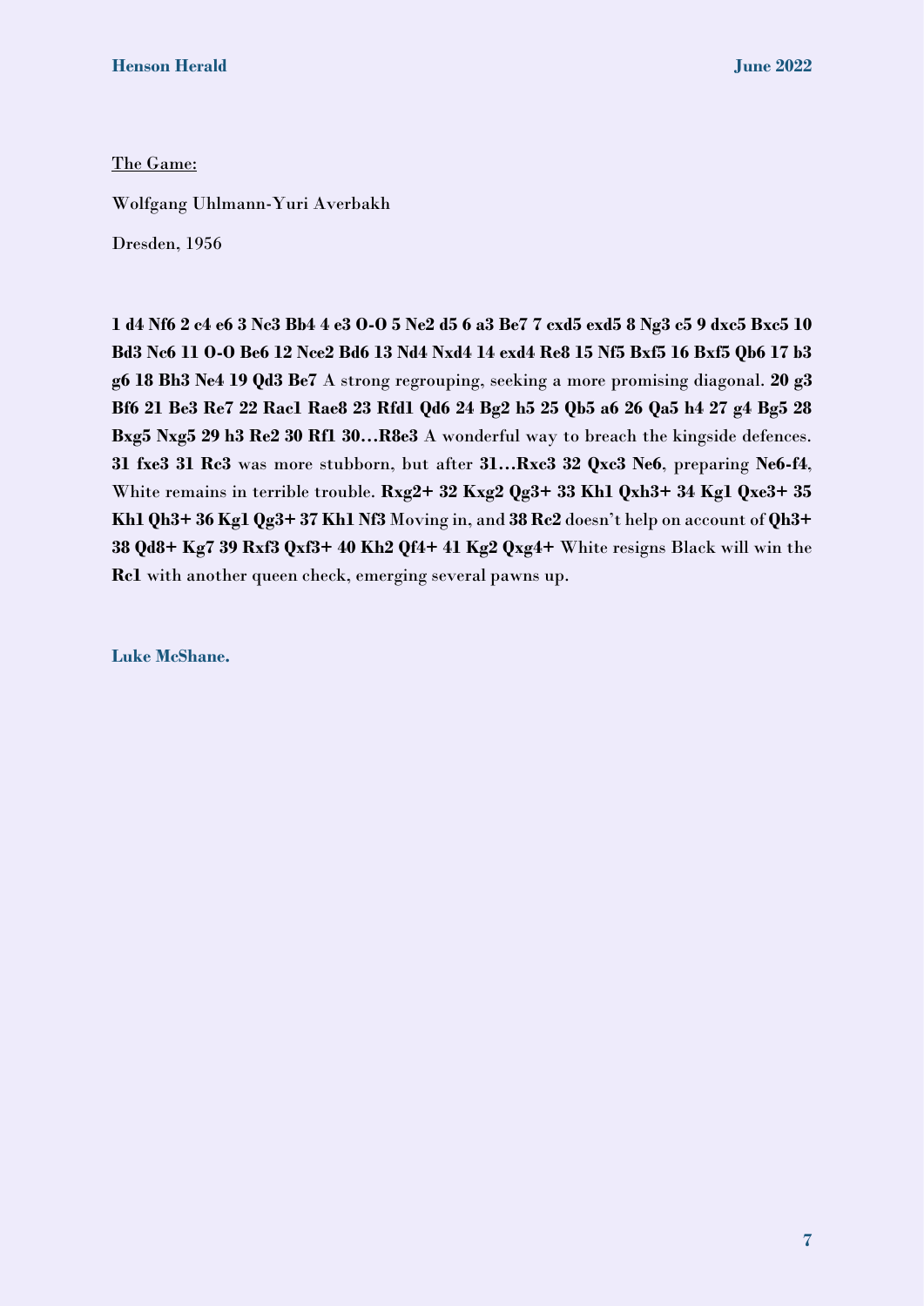<u>The Game:</u>

Wolfgang Uhlmann-Yuri Averbakh

Dresden, 1956

**1 d4 Nf6 2 c4 e6 3 Nc3 Bb4 4 e3 O-O 5 Ne2 d5 6 a3 Be7 7 cxd5 exd5 8 Ng3 c5 9 dxc5 Bxc5 10 Bd3 Nc6 11 O-O Be6 12 Nce2 Bd6 13 Nd4 Nxd4 14 exd4 Re8 15 Nf5 Bxf5 16 Bxf5 Qb6 17 b3 g6 18 Bh3 Ne4 19 Qd3 Be7** A strong regrouping, seeking a more promising diagonal. **20 g3 Bf6 21 Be3 Re7 22 Rac1 Rae8 23 Rfd1 Qd6 24 Bg2 h5 25 Qb5 a6 26 Qa5 h4 27 g4 Bg5 28 Bxg5 Nxg5 29 h3 Re2 30 Rf1 30…R8e3** A wonderful way to breach the kingside defences. **31 fxe3 31 Rc3** was more stubborn, but after **31…Rxc3 32 Qxc3 Ne6**, preparing **Ne6-f4**, White remains in terrible trouble. **Rxg2+ 32 Kxg2 Qg3+ 33 Kh1 Qxh3+ 34 Kg1 Qxe3+ 35 Kh1 Qh3+ 36 Kg1 Qg3+ 37 Kh1 Nf3** Moving in, and **38 Rc2** doesn't help on account of **Qh3+ 38 Qd8+ Kg7 39 Rxf3 Qxf3+ 40 Kh2 Qf4+ 41 Kg2 Qxg4+** White resigns Black will win the **Rc1** with another queen check, emerging several pawns up.

**Luke McShane.**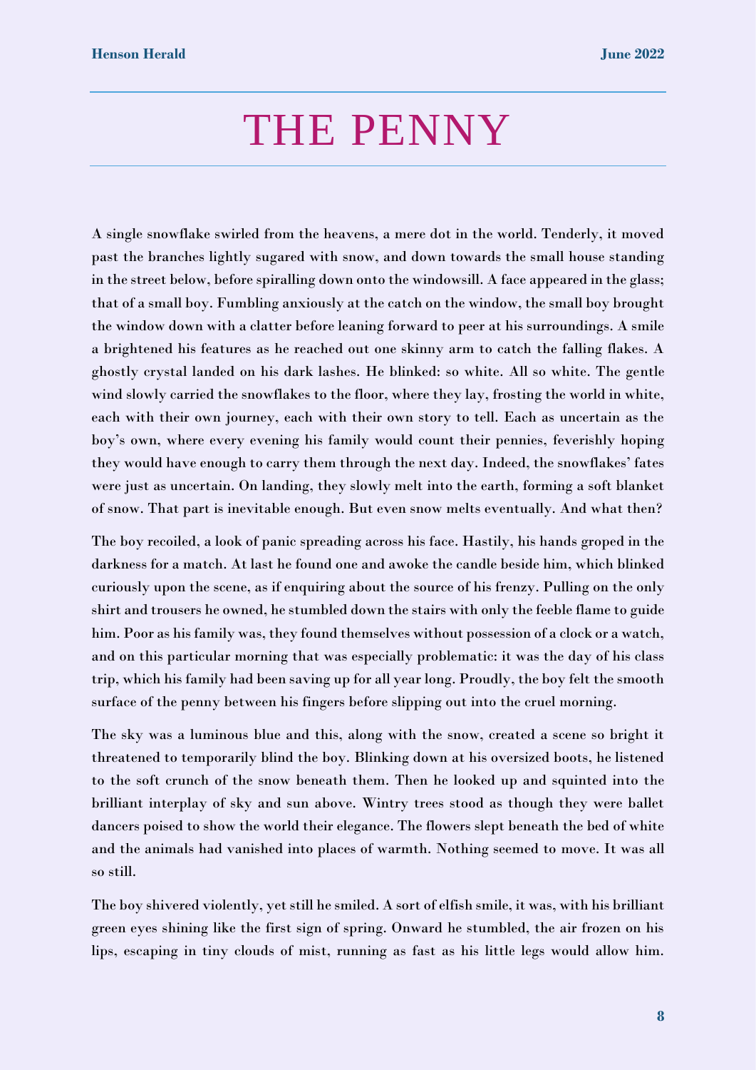# THE PENNY

A single snowflake swirled from the heavens, a mere dot in the world. Tenderly, it moved past the branches lightly sugared with snow, and down towards the small house standing in the street below, before spiralling down onto the windowsill. A face appeared in the glass; that of a small boy. Fumbling anxiously at the catch on the window, the small boy brought the window down with a clatter before leaning forward to peer at his surroundings. A smile a brightened his features as he reached out one skinny arm to catch the falling flakes. A ghostly crystal landed on his dark lashes. He blinked: so white. All so white. The gentle wind slowly carried the snowflakes to the floor, where they lay, frosting the world in white, each with their own journey, each with their own story to tell. Each as uncertain as the boy's own, where every evening his family would count their pennies, feverishly hoping they would have enough to carry them through the next day. Indeed, the snowflakes' fates were just as uncertain. On landing, they slowly melt into the earth, forming a soft blanket of snow. That part is inevitable enough. But even snow melts eventually. And what then?

The boy recoiled, a look of panic spreading across his face. Hastily, his hands groped in the darkness for a match. At last he found one and awoke the candle beside him, which blinked curiously upon the scene, as if enquiring about the source of his frenzy. Pulling on the only shirt and trousers he owned, he stumbled down the stairs with only the feeble flame to guide him. Poor as his family was, they found themselves without possession of a clock or a watch, and on this particular morning that was especially problematic: it was the day of his class trip, which his family had been saving up for all year long. Proudly, the boy felt the smooth surface of the penny between his fingers before slipping out into the cruel morning.

The sky was a luminous blue and this, along with the snow, created a scene so bright it threatened to temporarily blind the boy. Blinking down at his oversized boots, he listened to the soft crunch of the snow beneath them. Then he looked up and squinted into the brilliant interplay of sky and sun above. Wintry trees stood as though they were ballet dancers poised to show the world their elegance. The flowers slept beneath the bed of white and the animals had vanished into places of warmth. Nothing seemed to move. It was all so still.

The boy shivered violently, yet still he smiled. A sort of elfish smile, it was, with his brilliant green eyes shining like the first sign of spring. Onward he stumbled, the air frozen on his lips, escaping in tiny clouds of mist, running as fast as his little legs would allow him.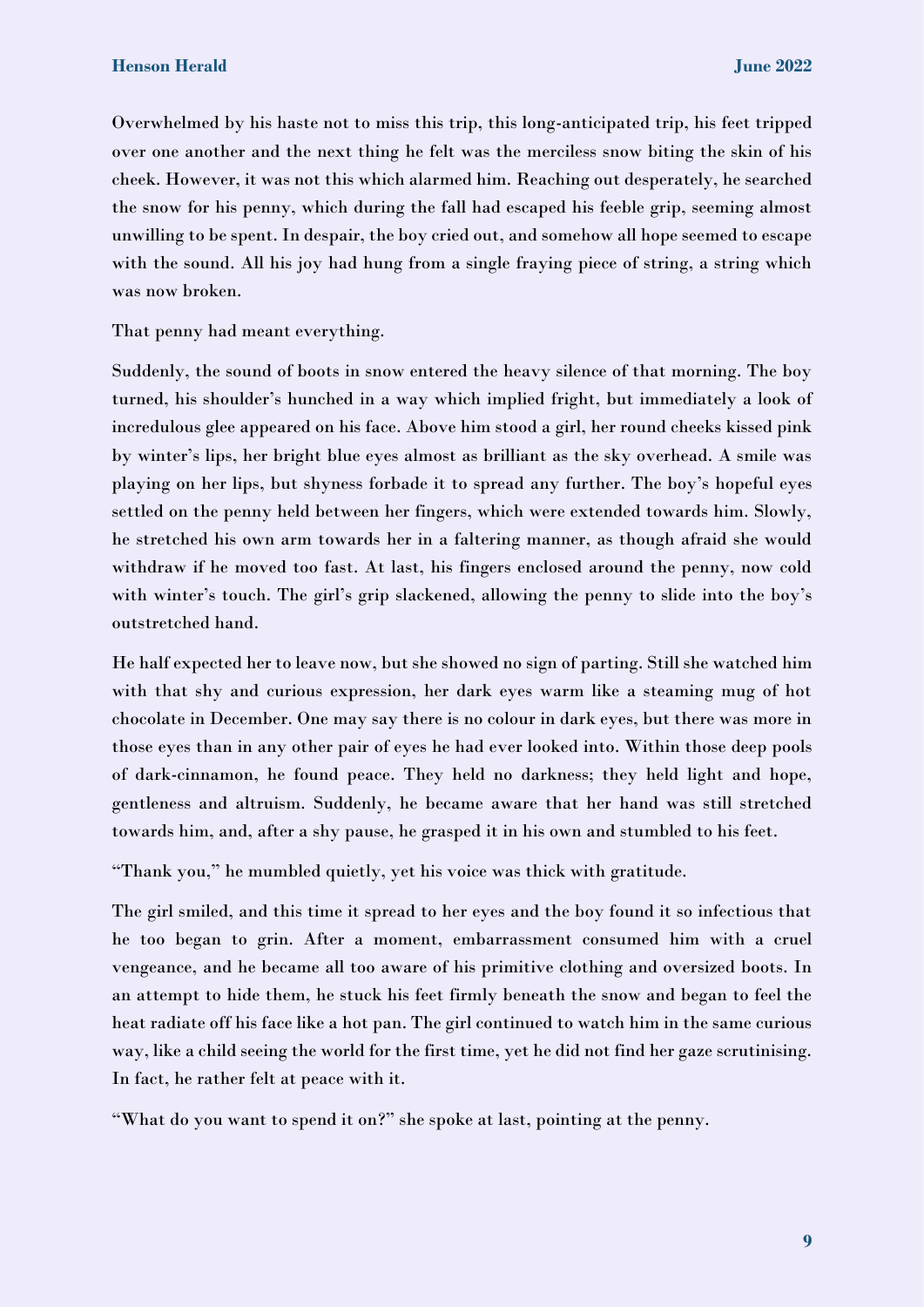Overwhelmed by his haste not to miss this trip, this long-anticipated trip, his feet tripped over one another and the next thing he felt was the merciless snow biting the skin of his cheek. However, it was not this which alarmed him. Reaching out desperately, he searched the snow for his penny, which during the fall had escaped his feeble grip, seeming almost unwilling to be spent. In despair, the boy cried out, and somehow all hope seemed to escape with the sound. All his joy had hung from a single fraying piece of string, a string which was now broken.

That penny had meant everything.

Suddenly, the sound of boots in snow entered the heavy silence of that morning. The boy turned, his shoulder's hunched in a way which implied fright, but immediately a look of incredulous glee appeared on his face. Above him stood a girl, her round cheeks kissed pink by winter's lips, her bright blue eyes almost as brilliant as the sky overhead. A smile was playing on her lips, but shyness forbade it to spread any further. The boy's hopeful eyes settled on the penny held between her fingers, which were extended towards him. Slowly, he stretched his own arm towards her in a faltering manner, as though afraid she would withdraw if he moved too fast. At last, his fingers enclosed around the penny, now cold with winter's touch. The girl's grip slackened, allowing the penny to slide into the boy's outstretched hand.

He half expected her to leave now, but she showed no sign of parting. Still she watched him with that shy and curious expression, her dark eyes warm like a steaming mug of hot chocolate in December. One may say there is no colour in dark eyes, but there was more in those eyes than in any other pair of eyes he had ever looked into. Within those deep pools of dark-cinnamon, he found peace. They held no darkness; they held light and hope, gentleness and altruism. Suddenly, he became aware that her hand was still stretched towards him, and, after a shy pause, he grasped it in his own and stumbled to his feet.

"Thank you," he mumbled quietly, yet his voice was thick with gratitude.

The girl smiled, and this time it spread to her eyes and the boy found it so infectious that he too began to grin. After a moment, embarrassment consumed him with a cruel vengeance, and he became all too aware of his primitive clothing and oversized boots. In an attempt to hide them, he stuck his feet firmly beneath the snow and began to feel the heat radiate off his face like a hot pan. The girl continued to watch him in the same curious way, like a child seeing the world for the first time, yet he did not find her gaze scrutinising. In fact, he rather felt at peace with it.

"What do you want to spend it on?" she spoke at last, pointing at the penny.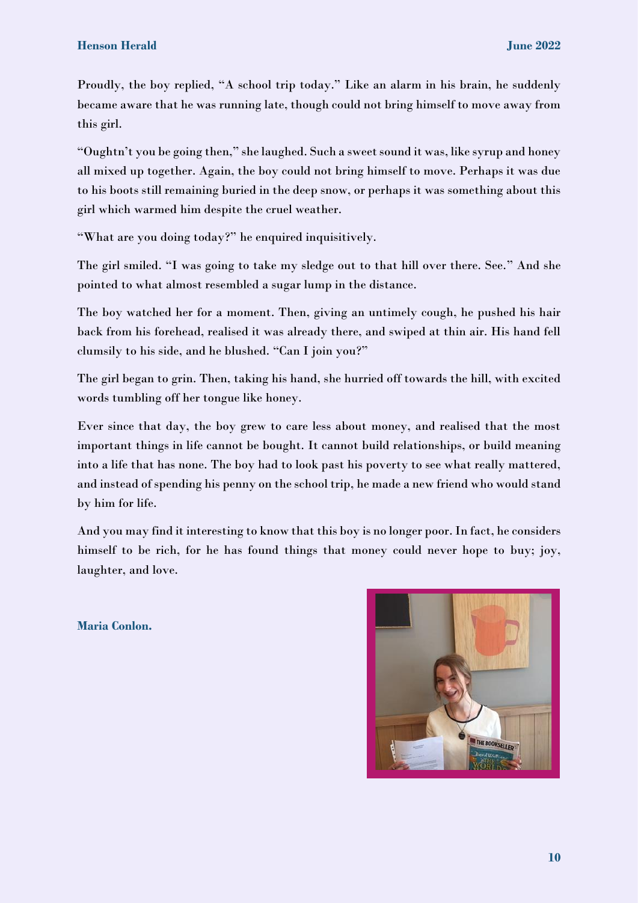Proudly, the boy replied, “A school trip today.” Like an alarm in his brain, he suddenly became aware that he was running late, though could not bring himself to move away from this girl.

“Oughtn’t you be going then,” she laughed. Such a sweet sound it was, like syrup and honey all mixed up together. Again, the boy could not bring himself to move. Perhaps it was due to his boots still remaining buried in the deep snow, or perhaps it was something about this girl which warmed him despite the cruel weather.

“What are you doing today?” he enquired inquisitively.

The girl smiled. “I was going to take my sledge out to that hill over there. See.” And she pointed to what almost resembled a sugar lump in the distance.

The boy watched her for a moment. Then, giving an untimely cough, he pushed his hair back from his forehead, realised it was already there, and swiped at thin air. His hand fell clumsily to his side, and he blushed. “Can I join you?”

The girl began to grin. Then, taking his hand, she hurried off towards the hill, with excited words tumbling off her tongue like honey.

Ever since that day, the boy grew to care less about money, and realised that the most important things in life cannot be bought. It cannot build relationships, or build meaning into a life that has none. The boy had to look past his poverty to see what really mattered, and instead of spending his penny on the school trip, he made a new friend who would stand by him for life.

And you may find it interesting to know that this boy is no longer poor. In fact, he considers himself to be rich, for he has found things that money could never hope to buy; joy, laughter, and love.

**Maria Conlon.**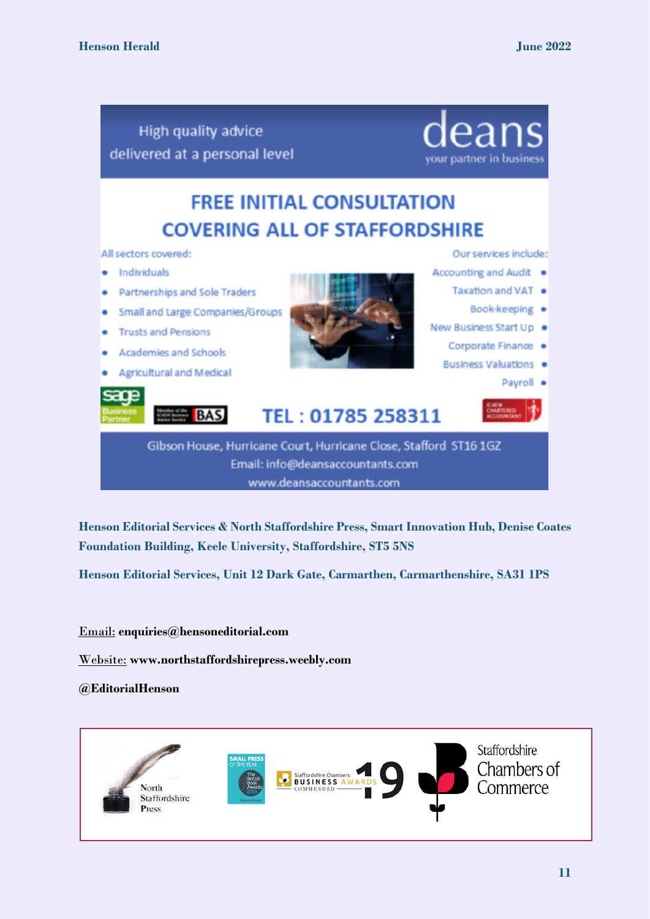High quality advice delivered at a personal level

deans

your partner in business

## FREE INITIAL CONSULTATION
## COVERING ALL OF STAFFORDSHIRE

All sectors covered:

- Individuals
- Partnerships and Sole Traders
- Small and Large Companies/Groups
- Trusts and Pensions
- Academies and Schools
- Agricultural and Medical

Our services include:

- Accounting and Audit
- Taxation and VAT
- Book-keeping
- New Business Start Up
- Corporate Finance
- Business Valuations
- Payroll

TEL : 01785 258311

Gibson House, Hurricane Court, Hurricane Close, Stafford ST16 1GZ
Email: info@deansaccountants.com
www.deansaccountants.com

**Henson Editorial Services & North Staffordshire Press, Smart Innovation Hub, Denise Coates Foundation Building, Keele University, Staffordshire, ST5 5NS**

**Henson Editorial Services, Unit 12 Dark Gate, Carmarthen, Carmarthenshire, SA31 1PS**

Email: **enquiries@hensoneditorial.com**

Website: **www.northstaffordshirepress.weebly.com**

**@EditorialHenson**

North Staffordshire Press

Staffordshire Chambers BUSINESS AWARDS COMMENDED 19

Staffordshire Chambers of Commerce